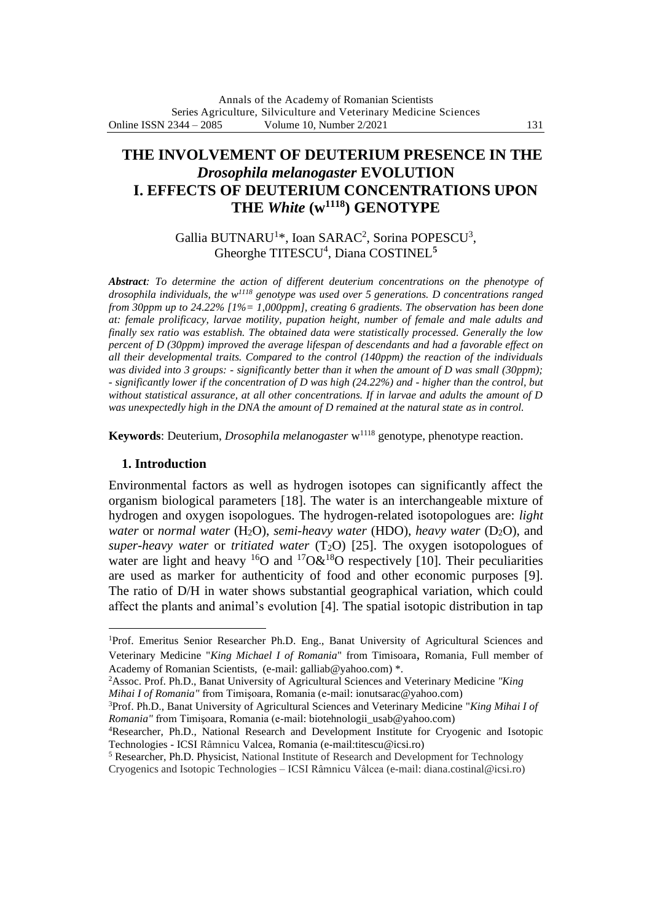# THE INVOLVEMENT OF DEUTERIUM PRESENCE IN THE *Drosophila melanogaster* EVOLUTION

# I. EFFECTS OF DEUTERIUM CONCENTRATIONS UPON THE *White* ($w^{1118}$) GENOTYPE

Gallia BUTNARU[1]*, Ioan SARAC[2], Sorina POPESCU[3], Gheorghe TITESCU[4], Diana COSTINEL[5]

***Abstract**: To determine the action of different deuterium concentrations on the phenotype of drosophila individuals, the $w^{1118}$ genotype was used over 5 generations. D concentrations ranged from 30ppm up to 24.22% [1%= 1,000ppm], creating 6 gradients. The observation has been done at: female prolificacy, larvae motility, pupation height, number of female and male adults and finally sex ratio was establish. The obtained data were statistically processed. Generally the low percent of D (30ppm) improved the average lifespan of descendants and had a favorable effect on all their developmental traits. Compared to the control (140ppm) the reaction of the individuals was divided into 3 groups: - significantly better than it when the amount of D was small (30ppm); - significantly lower if the concentration of D was high (24.22%) and - higher than the control, but without statistical assurance, at all other concentrations. If in larvae and adults the amount of D was unexpectedly high in the DNA the amount of D remained at the natural state as in control.*

**Keywords**: Deuterium, *Drosophila melanogaster* $w^{1118}$ genotype, phenotype reaction.

## 1. Introduction

Environmental factors as well as hydrogen isotopes can significantly affect the organism biological parameters [18]. The water is an interchangeable mixture of hydrogen and oxygen isopologues. The hydrogen-related isotopologues are: *light water* or *normal water* ($H_2O$), *semi-heavy water* (HDO), *heavy water* ($D_2O$), and *super-heavy water* or *tritiated water* ($T_2O$) [25]. The oxygen isotopologues of water are light and heavy $^{16}O$ and $^{17}O$&$^{18}O$ respectively [10]. Their peculiarities are used as marker for authenticity of food and other economic purposes [9]. The ratio of D/H in water shows substantial geographical variation, which could affect the plants and animal's evolution [4]. The spatial isotopic distribution in tap

---

[1]Prof. Emeritus Senior Researcher Ph.D. Eng., Banat University of Agricultural Sciences and Veterinary Medicine "*King Michael I of Romania*" from Timisoara, Romania, Full member of Academy of Romanian Scientists, (e-mail: galliab@yahoo.com) *.

[2]Assoc. Prof. Ph.D., Banat University of Agricultural Sciences and Veterinary Medicine *"King Mihai I of Romania"* from Timişoara, Romania (e-mail: ionutsarac@yahoo.com)

[3]Prof. Ph.D., Banat University of Agricultural Sciences and Veterinary Medicine "*King Mihai I of Romania"* from Timişoara, Romania (e-mail: biotehnologii_usab@yahoo.com)

[4]Researcher, Ph.D., National Research and Development Institute for Cryogenic and Isotopic Technologies - ICSI Râmnicu Valcea, Romania (e-mail:titescu@icsi.ro)

[5] Researcher, Ph.D. Physicist, National Institute of Research and Development for Technology Cryogenics and Isotopic Technologies – ICSI Râmnicu Vâlcea (e-mail: diana.costinal@icsi.ro)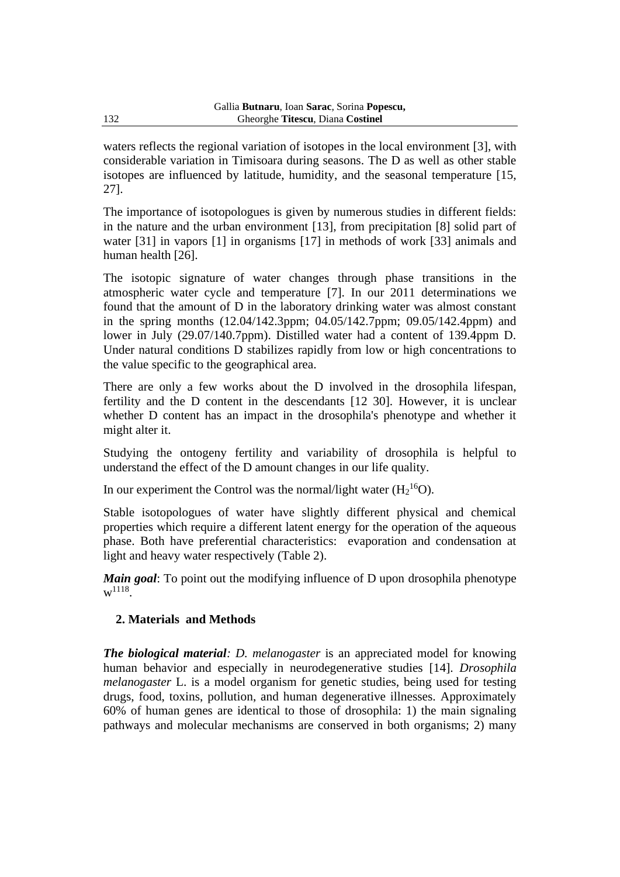waters reflects the regional variation of isotopes in the local environment [3], with considerable variation in Timisoara during seasons. The D as well as other stable isotopes are influenced by latitude, humidity, and the seasonal temperature [15, 27].

The importance of isotopologues is given by numerous studies in different fields: in the nature and the urban environment [13], from precipitation [8] solid part of water [31] in vapors [1] in organisms [17] in methods of work [33] animals and human health [26].

The isotopic signature of water changes through phase transitions in the atmospheric water cycle and temperature [7]. In our 2011 determinations we found that the amount of D in the laboratory drinking water was almost constant in the spring months (12.04/142.3ppm; 04.05/142.7ppm; 09.05/142.4ppm) and lower in July (29.07/140.7ppm). Distilled water had a content of 139.4ppm D. Under natural conditions D stabilizes rapidly from low or high concentrations to the value specific to the geographical area.

There are only a few works about the D involved in the drosophila lifespan, fertility and the D content in the descendants [12 30]. However, it is unclear whether D content has an impact in the drosophila's phenotype and whether it might alter it.

Studying the ontogeny fertility and variability of drosophila is helpful to understand the effect of the D amount changes in our life quality.

In our experiment the Control was the normal/light water ($H_2^{16}O$).

Stable isotopologues of water have slightly different physical and chemical properties which require a different latent energy for the operation of the aqueous phase. Both have preferential characteristics: evaporation and condensation at light and heavy water respectively (Table 2).

***Main goal***: To point out the modifying influence of D upon drosophila phenotype $w^{1118}$.

## 2. Materials and Methods

***The biological material**: D. melanogaster* is an appreciated model for knowing human behavior and especially in neurodegenerative studies [14]. *Drosophila melanogaster* L. is a model organism for genetic studies, being used for testing drugs, food, toxins, pollution, and human degenerative illnesses. Approximately 60% of human genes are identical to those of drosophila: 1) the main signaling pathways and molecular mechanisms are conserved in both organisms; 2) many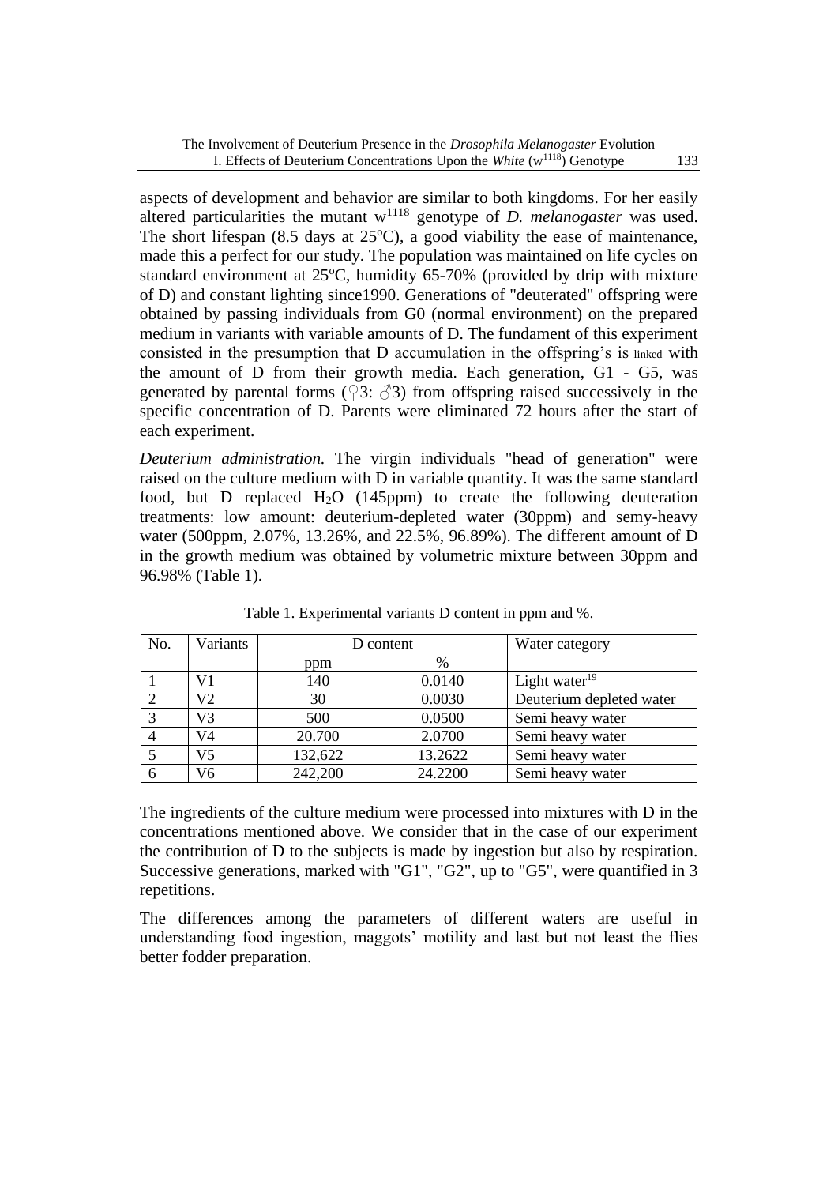aspects of development and behavior are similar to both kingdoms. For her easily altered particularities the mutant w[1118] genotype of *D. melanogaster* was used. The short lifespan (8.5 days at 25ºC), a good viability the ease of maintenance, made this a perfect for our study. The population was maintained on life cycles on standard environment at 25ºC, humidity 65-70% (provided by drip with mixture of D) and constant lighting since1990. Generations of "deuterated" offspring were obtained by passing individuals from G0 (normal environment) on the prepared medium in variants with variable amounts of D. The fundament of this experiment consisted in the presumption that D accumulation in the offspring's is linked with the amount of D from their growth media. Each generation, G1 - G5, was generated by parental forms (♀3: ♂3) from offspring raised successively in the specific concentration of D. Parents were eliminated 72 hours after the start of each experiment.

*Deuterium administration.* The virgin individuals "head of generation" were raised on the culture medium with D in variable quantity. It was the same standard food, but D replaced $H_2O$ (145ppm) to create the following deuteration treatments: low amount: deuterium-depleted water (30ppm) and semy-heavy water (500ppm, 2.07%, 13.26%, and 22.5%, 96.89%). The different amount of D in the growth medium was obtained by volumetric mixture between 30ppm and 96.98% (Table 1).

Table 1. Experimental variants D content in ppm and %.

| No. | Variants | D content | | Water category |
|---|---|---|---|---|
| | | ppm | % | |
| 1 | V1 | 140 | 0.0140 | Light water[19] |
| 2 | V2 | 30 | 0.0030 | Deuterium depleted water |
| 3 | V3 | 500 | 0.0500 | Semi heavy water |
| 4 | V4 | 20.700 | 2.0700 | Semi heavy water |
| 5 | V5 | 132,622 | 13.2622 | Semi heavy water |
| 6 | V6 | 242,200 | 24.2200 | Semi heavy water |

The ingredients of the culture medium were processed into mixtures with D in the concentrations mentioned above. We consider that in the case of our experiment the contribution of D to the subjects is made by ingestion but also by respiration. Successive generations, marked with "G1", "G2", up to "G5", were quantified in 3 repetitions.

The differences among the parameters of different waters are useful in understanding food ingestion, maggots' motility and last but not least the flies better fodder preparation.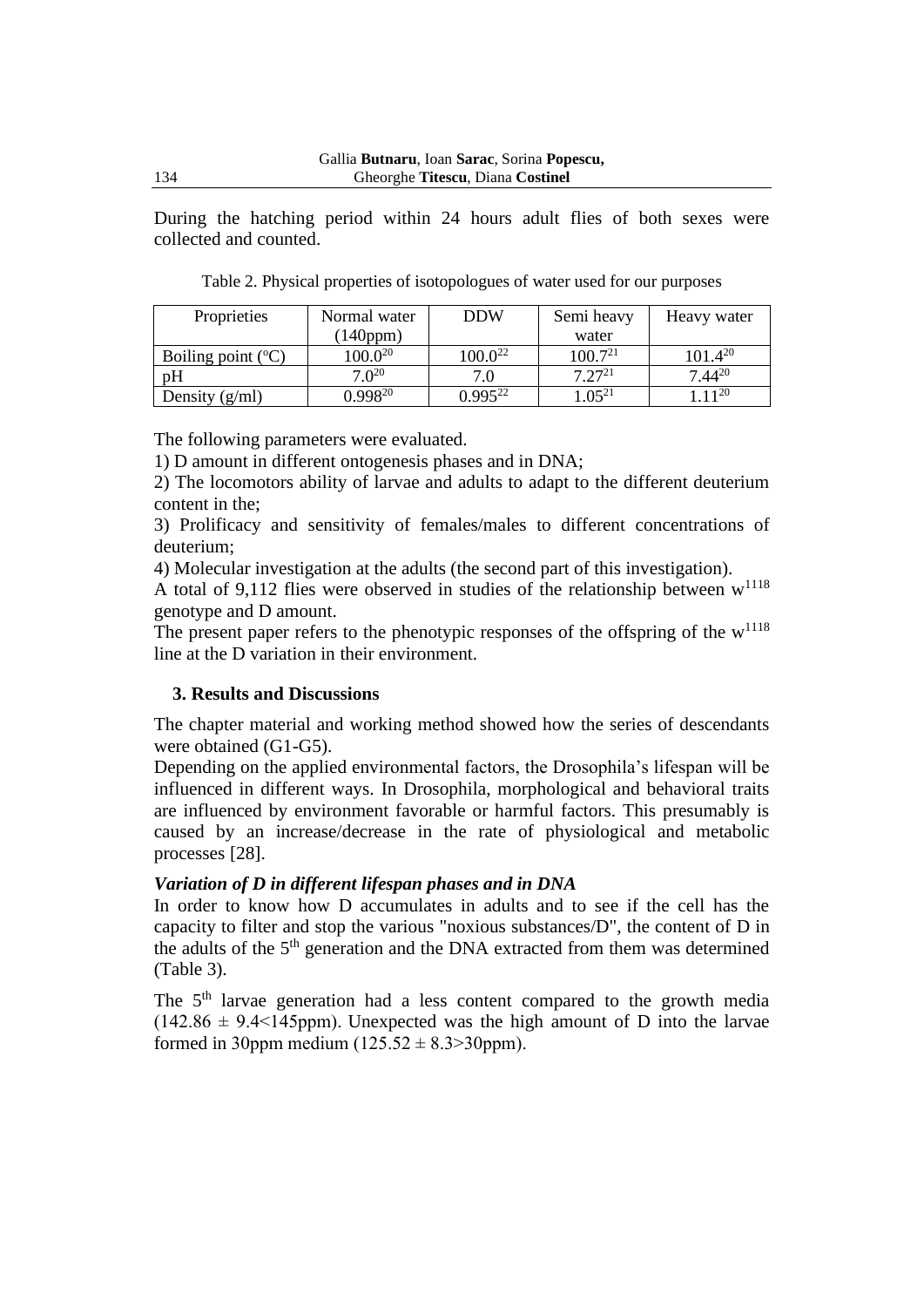During the hatching period within 24 hours adult flies of both sexes were collected and counted.

Table 2. Physical properties of isotopologues of water used for our purposes

| Proprieties | Normal water (140ppm) | DDW | Semi heavy water | Heavy water |
|---|---|---|---|---|
| Boiling point (°C) | 100.0[20] | 100.0[22] | 100.7[21] | 101.4[20] |
| pH | 7.0[20] | 7.0 | 7.27[21] | 7.44[20] |
| Density (g/ml) | 0.998[20] | 0.995[22] | 1.05[21] | 1.11[20] |

The following parameters were evaluated.

1) D amount in different ontogenesis phases and in DNA;

2) The locomotors ability of larvae and adults to adapt to the different deuterium content in the;

3) Prolificacy and sensitivity of females/males to different concentrations of deuterium;

4) Molecular investigation at the adults (the second part of this investigation).

A total of 9,112 flies were observed in studies of the relationship between $w^{1118}$ genotype and D amount.

The present paper refers to the phenotypic responses of the offspring of the $w^{1118}$ line at the D variation in their environment.

## 3. Results and Discussions

The chapter material and working method showed how the series of descendants were obtained (G1-G5).

Depending on the applied environmental factors, the Drosophila's lifespan will be influenced in different ways. In Drosophila, morphological and behavioral traits are influenced by environment favorable or harmful factors. This presumably is caused by an increase/decrease in the rate of physiological and metabolic processes [28].

### *Variation of D in different lifespan phases and in DNA*

In order to know how D accumulates in adults and to see if the cell has the capacity to filter and stop the various "noxious substances/D", the content of D in the adults of the 5th generation and the DNA extracted from them was determined (Table 3).

The 5th larvae generation had a less content compared to the growth media ($142.86 \pm 9.4 < 145$ppm). Unexpected was the high amount of D into the larvae formed in 30ppm medium ($125.52 \pm 8.3 > 30$ppm).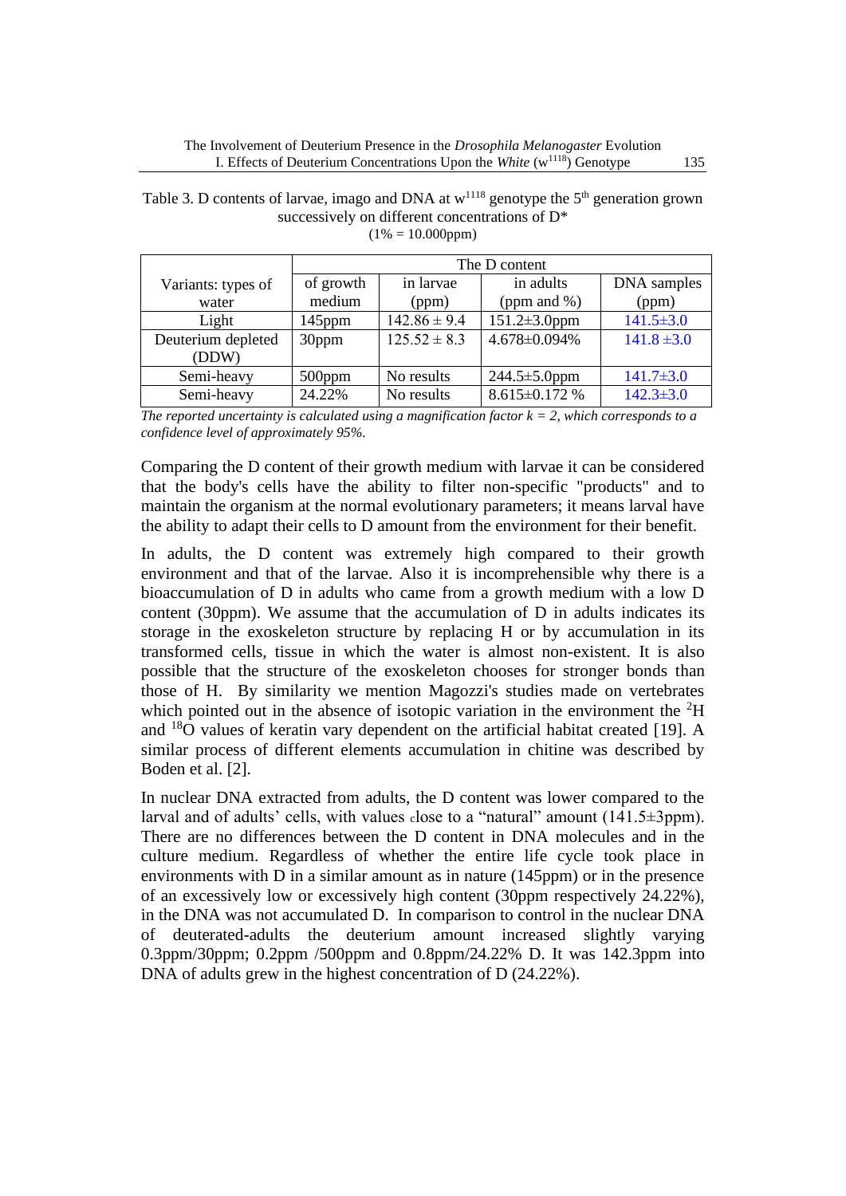Table 3. D contents of larvae, imago and DNA at $w^{1118}$ genotype the 5th generation grown successively on different concentrations of D*
(1% = 10.000ppm)

| Variants: types of water | The D content | | | |
|---|---|---|---|---|
| | of growth medium | in larvae (ppm) | in adults (ppm and %) | DNA samples (ppm) |
| Light | 145ppm | 142.86 ± 9.4 | 151.2±3.0ppm | 141.5±3.0 |
| Deuterium depleted (DDW) | 30ppm | 125.52 ± 8.3 | 4.678±0.094% | 141.8 ±3.0 |
| Semi-heavy | 500ppm | No results | 244.5±5.0ppm | 141.7±3.0 |
| Semi-heavy | 24.22% | No results | 8.615±0.172 % | 142.3±3.0 |

*The reported uncertainty is calculated using a magnification factor k = 2, which corresponds to a confidence level of approximately 95%.*

Comparing the D content of their growth medium with larvae it can be considered that the body's cells have the ability to filter non-specific "products" and to maintain the organism at the normal evolutionary parameters; it means larval have the ability to adapt their cells to D amount from the environment for their benefit.

In adults, the D content was extremely high compared to their growth environment and that of the larvae. Also it is incomprehensible why there is a bioaccumulation of D in adults who came from a growth medium with a low D content (30ppm). We assume that the accumulation of D in adults indicates its storage in the exoskeleton structure by replacing H or by accumulation in its transformed cells, tissue in which the water is almost non-existent. It is also possible that the structure of the exoskeleton chooses for stronger bonds than those of H. By similarity we mention Magozzi's studies made on vertebrates which pointed out in the absence of isotopic variation in the environment the $^{2}H$ and $^{18}O$ values of keratin vary dependent on the artificial habitat created [19]. A similar process of different elements accumulation in chitine was described by Boden et al. [2].

In nuclear DNA extracted from adults, the D content was lower compared to the larval and of adults' cells, with values close to a "natural" amount (141.5±3ppm). There are no differences between the D content in DNA molecules and in the culture medium. Regardless of whether the entire life cycle took place in environments with D in a similar amount as in nature (145ppm) or in the presence of an excessively low or excessively high content (30ppm respectively 24.22%), in the DNA was not accumulated D. In comparison to control in the nuclear DNA of deuterated-adults the deuterium amount increased slightly varying 0.3ppm/30ppm; 0.2ppm /500ppm and 0.8ppm/24.22% D. It was 142.3ppm into DNA of adults grew in the highest concentration of D (24.22%).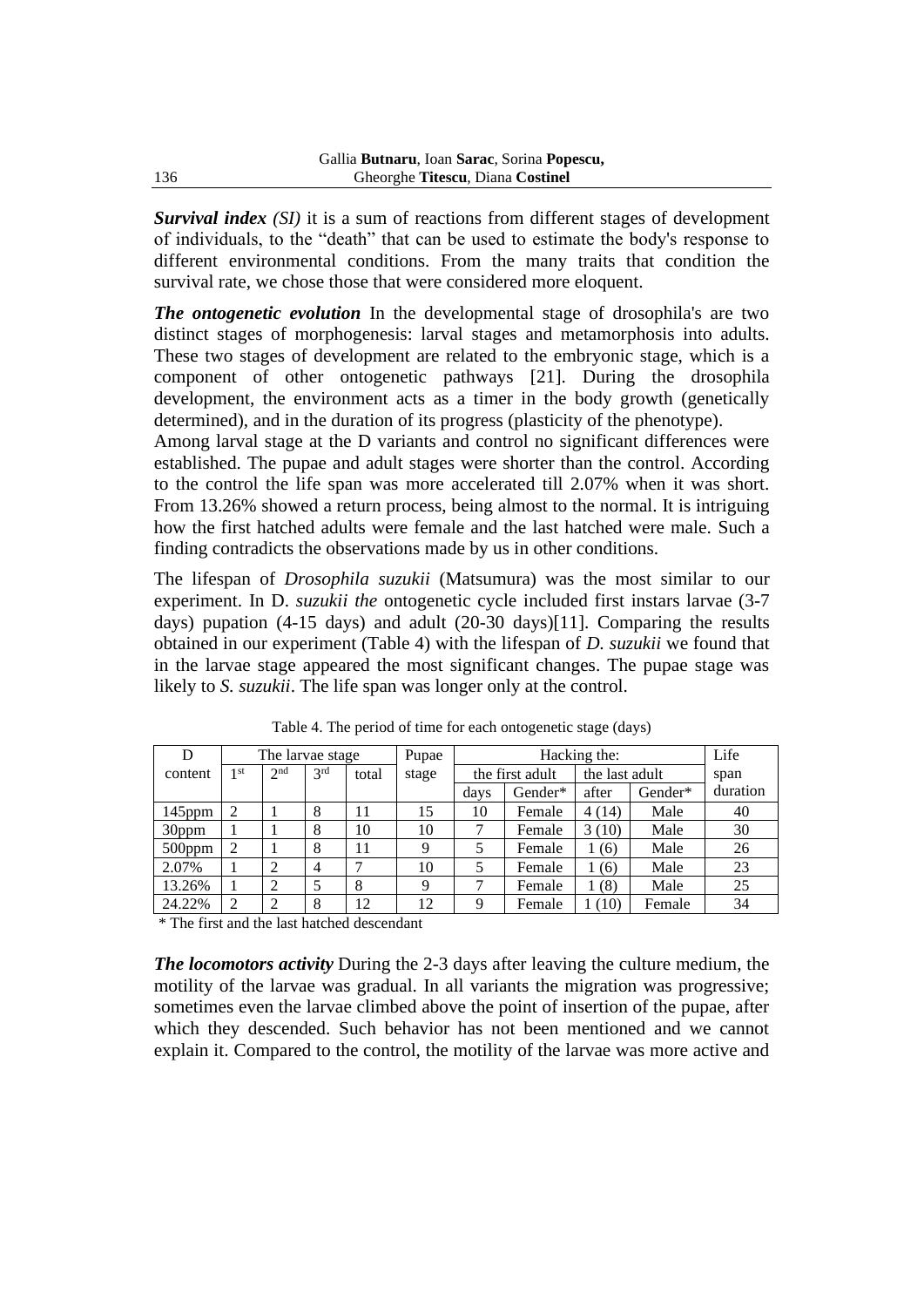***Survival index*** *(SI)* it is a sum of reactions from different stages of development of individuals, to the "death" that can be used to estimate the body's response to different environmental conditions. From the many traits that condition the survival rate, we chose those that were considered more eloquent.

***The ontogenetic evolution*** In the developmental stage of drosophila's are two distinct stages of morphogenesis: larval stages and metamorphosis into adults. These two stages of development are related to the embryonic stage, which is a component of other ontogenetic pathways [21]. During the drosophila development, the environment acts as a timer in the body growth (genetically determined), and in the duration of its progress (plasticity of the phenotype).
Among larval stage at the D variants and control no significant differences were established. The pupae and adult stages were shorter than the control. According to the control the life span was more accelerated till 2.07% when it was short. From 13.26% showed a return process, being almost to the normal. It is intriguing how the first hatched adults were female and the last hatched were male. Such a finding contradicts the observations made by us in other conditions.

The lifespan of *Drosophila suzukii* (Matsumura) was the most similar to our experiment. In D. *suzukii the* ontogenetic cycle included first instars larvae (3-7 days) pupation (4-15 days) and adult (20-30 days)[11]. Comparing the results obtained in our experiment (Table 4) with the lifespan of *D. suzukii* we found that in the larvae stage appeared the most significant changes. The pupae stage was likely to *S. suzukii*. The life span was longer only at the control.

Table 4. The period of time for each ontogenetic stage (days)

| D content | The larvae stage | | | | Pupae stage | Hacking the: | | | | Life span duration |
|---|---|---|---|---|---|---|---|---|---|---|
| | | | | | | the first adult | | the last adult | | |
| | 1st | 2nd | 3rd | total | | days | Gender* | after | Gender* | |
| 145ppm | 2 | 1 | 8 | 11 | 15 | 10 | Female | 4 (14) | Male | 40 |
| 30ppm | 1 | 1 | 8 | 10 | 10 | 7 | Female | 3 (10) | Male | 30 |
| 500ppm | 2 | 1 | 8 | 11 | 9 | 5 | Female | 1 (6) | Male | 26 |
| 2.07% | 1 | 2 | 4 | 7 | 10 | 5 | Female | 1 (6) | Male | 23 |
| 13.26% | 1 | 2 | 5 | 8 | 9 | 7 | Female | 1 (8) | Male | 25 |
| 24.22% | 2 | 2 | 8 | 12 | 12 | 9 | Female | 1 (10) | Female | 34 |

\* The first and the last hatched descendant

***The locomotors activity*** During the 2-3 days after leaving the culture medium, the motility of the larvae was gradual. In all variants the migration was progressive; sometimes even the larvae climbed above the point of insertion of the pupae, after which they descended. Such behavior has not been mentioned and we cannot explain it. Compared to the control, the motility of the larvae was more active and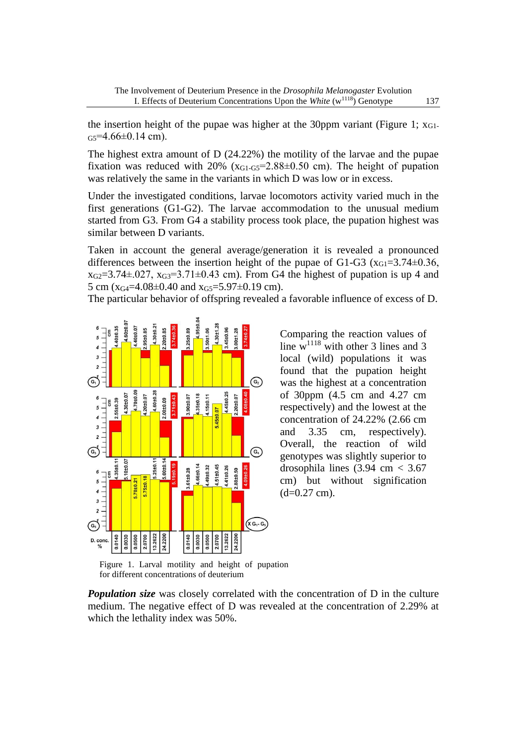the insertion height of the pupae was higher at the 30ppm variant (Figure 1; $x_{G1-G5}$=4.66±0.14 cm).

The highest extra amount of D (24.22%) the motility of the larvae and the pupae fixation was reduced with 20% ($x_{G1-G5}$=2.88±0.50 cm). The height of pupation was relatively the same in the variants in which D was low or in excess.

Under the investigated conditions, larvae locomotors activity varied much in the first generations (G1-G2). The larvae accommodation to the unusual medium started from G3. From G4 a stability process took place, the pupation highest was similar between D variants.

Taken in account the general average/generation it is revealed a pronounced differences between the insertion height of the pupae of G1-G3 ($x_{G1}$=3.74±0.36, $x_{G2}$=3.74±.027, $x_{G3}$=3.71±0.43 cm). From G4 the highest of pupation is up 4 and 5 cm ($x_{G4}$=4.08±0.40 and $x_{G5}$=5.97±0.19 cm).
The particular behavior of offspring revealed a favorable influence of excess of D.

Figure 1. Larval motility and height of pupation for different concentrations of deuterium

Comparing the reaction values of line w[1118] with other 3 lines and 3 local (wild) populations it was found that the pupation height was the highest at a concentration of 30ppm (4.5 cm and 4.27 cm respectively) and the lowest at the concentration of 24.22% (2.66 cm and 3.35 cm, respectively). Overall, the reaction of wild genotypes was slightly superior to drosophila lines (3.94 cm < 3.67 cm) but without signification (d=0.27 cm).

***Population size*** was closely correlated with the concentration of D in the culture medium. The negative effect of D was revealed at the concentration of 2.29% at which the lethality index was 50%.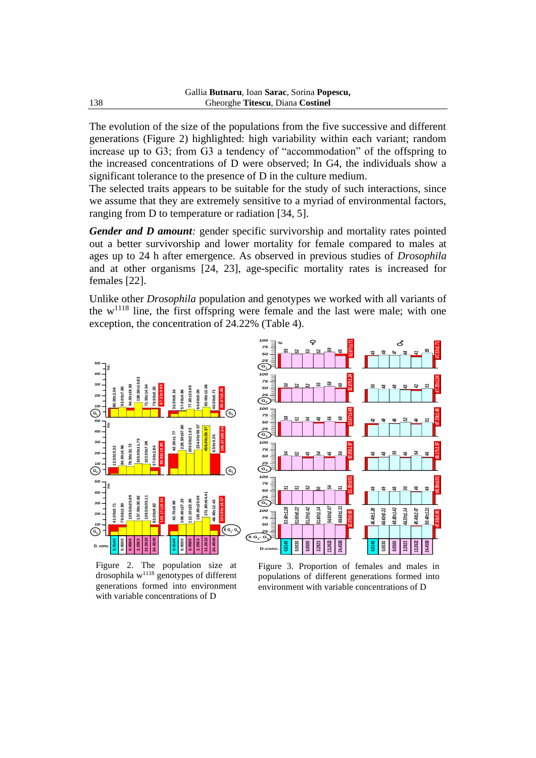The evolution of the size of the populations from the five successive and different generations (Figure 2) highlighted: high variability within each variant; random increase up to G3; from G3 a tendency of “accommodation” of the offspring to the increased concentrations of D were observed; In G4, the individuals show a significant tolerance to the presence of D in the culture medium.

The selected traits appears to be suitable for the study of such interactions, since we assume that they are extremely sensitive to a myriad of environmental factors, ranging from D to temperature or radiation [34, 5].

***Gender and D amount:*** gender specific survivorship and mortality rates pointed out a better survivorship and lower mortality for female compared to males at ages up to 24 h after emergence. As observed in previous studies of *Drosophila* and at other organisms [24, 23], age-specific mortality rates is increased for females [22].

Unlike other *Drosophila* population and genotypes we worked with all variants of the $w^{1118}$ line, the first offspring were female and the last were male; with one exception, the concentration of 24.22% (Table 4).

Figure 2. The population size at drosophila $w^{1118}$ genotypes of different generations formed into environment with variable concentrations of D

Figure 3. Proportion of females and males in populations of different generations formed into environment with variable concentrations of D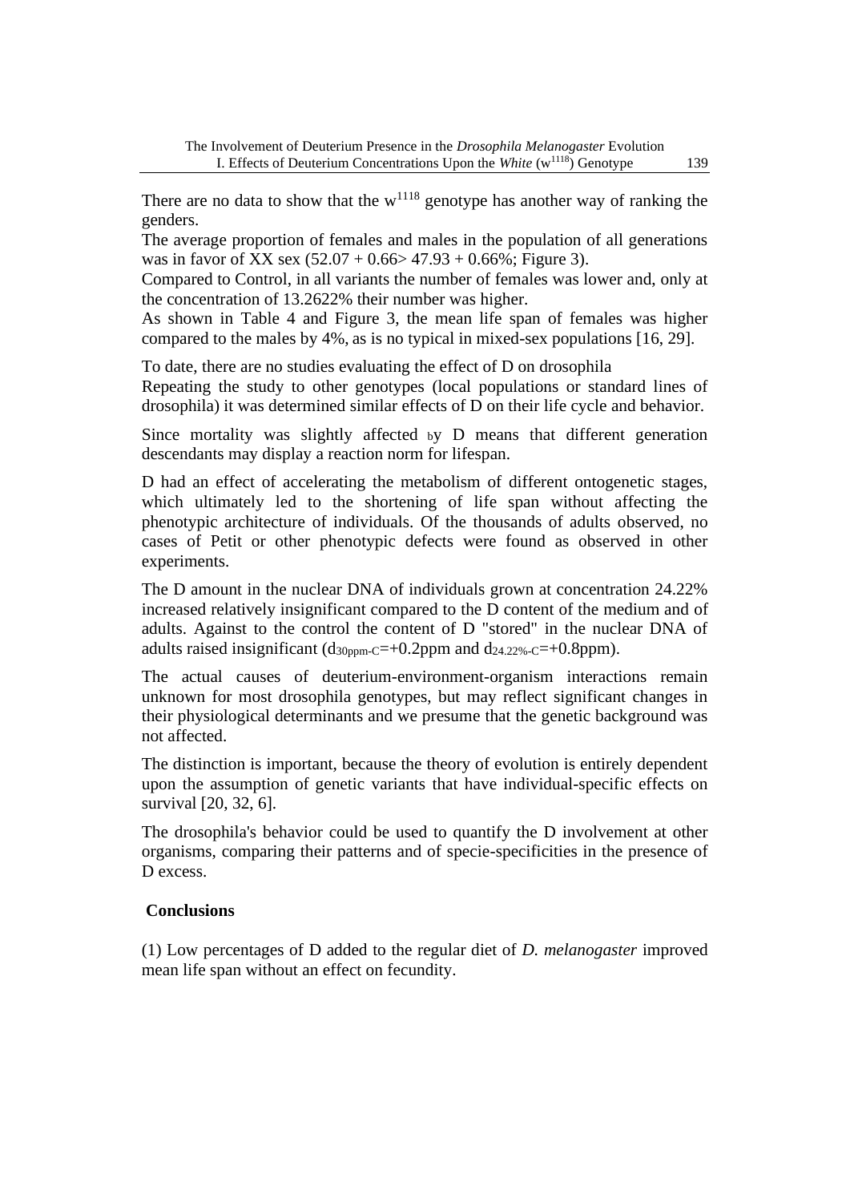There are no data to show that the $w^{1118}$ genotype has another way of ranking the genders.

The average proportion of females and males in the population of all generations was in favor of XX sex ($52.07 + 0.66 > 47.93 + 0.66\%$; Figure 3).

Compared to Control, in all variants the number of females was lower and, only at the concentration of 13.2622% their number was higher.

As shown in Table 4 and Figure 3, the mean life span of females was higher compared to the males by 4%, as is no typical in mixed-sex populations [16, 29].

To date, there are no studies evaluating the effect of D on drosophila

Repeating the study to other genotypes (local populations or standard lines of drosophila) it was determined similar effects of D on their life cycle and behavior.

Since mortality was slightly affected by D means that different generation descendants may display a reaction norm for lifespan.

D had an effect of accelerating the metabolism of different ontogenetic stages, which ultimately led to the shortening of life span without affecting the phenotypic architecture of individuals. Of the thousands of adults observed, no cases of Petit or other phenotypic defects were found as observed in other experiments.

The D amount in the nuclear DNA of individuals grown at concentration 24.22% increased relatively insignificant compared to the D content of the medium and of adults. Against to the control the content of D "stored" in the nuclear DNA of adults raised insignificant ($d_{30ppm\text{-}C}$=+0.2ppm and $d_{24.22\%\text{-}C}$=+0.8ppm).

The actual causes of deuterium-environment-organism interactions remain unknown for most drosophila genotypes, but may reflect significant changes in their physiological determinants and we presume that the genetic background was not affected.

The distinction is important, because the theory of evolution is entirely dependent upon the assumption of genetic variants that have individual-specific effects on survival [20, 32, 6].

The drosophila's behavior could be used to quantify the D involvement at other organisms, comparing their patterns and of specie-specificities in the presence of D excess.

## Conclusions

(1) Low percentages of D added to the regular diet of *D. melanogaster* improved mean life span without an effect on fecundity.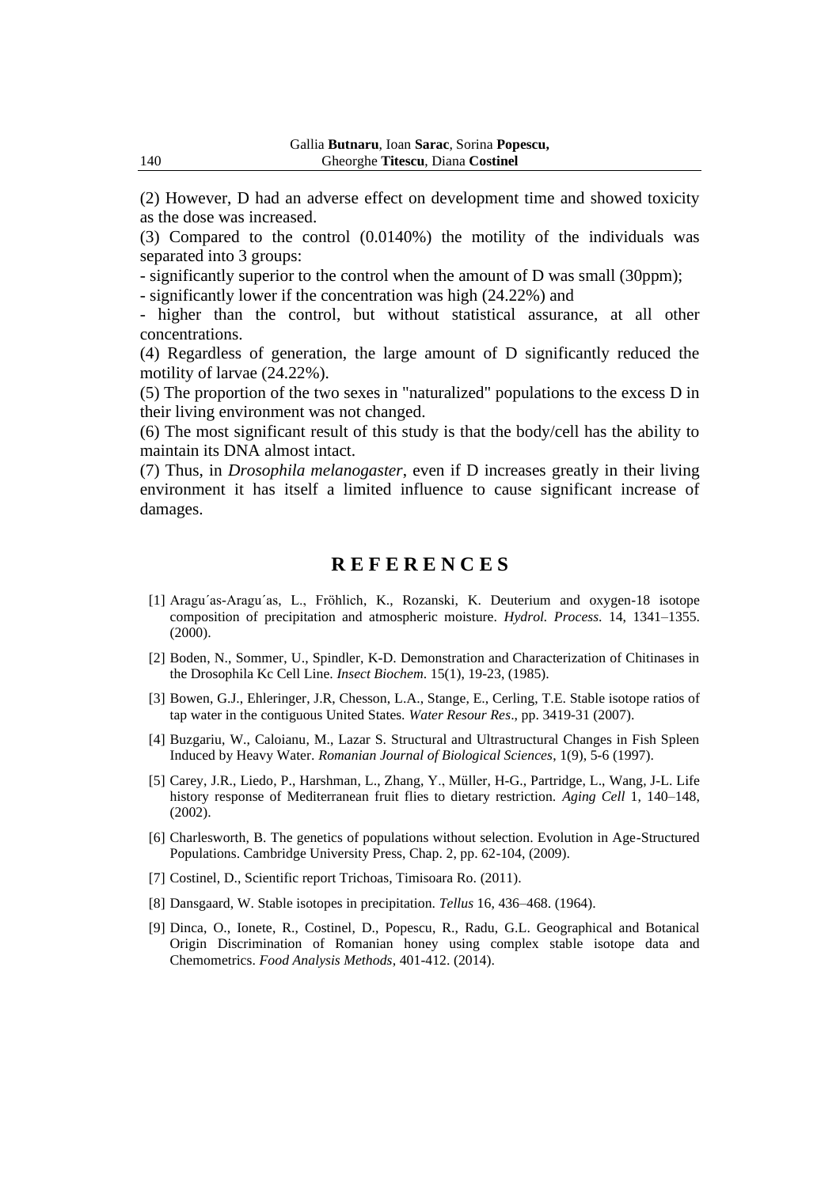(2) However, D had an adverse effect on development time and showed toxicity as the dose was increased.

(3) Compared to the control (0.0140%) the motility of the individuals was separated into 3 groups:

- significantly superior to the control when the amount of D was small (30ppm);
- significantly lower if the concentration was high (24.22%) and
- higher than the control, but without statistical assurance, at all other concentrations.

(4) Regardless of generation, the large amount of D significantly reduced the motility of larvae (24.22%).

(5) The proportion of the two sexes in "naturalized" populations to the excess D in their living environment was not changed.

(6) The most significant result of this study is that the body/cell has the ability to maintain its DNA almost intact.

(7) Thus, in *Drosophila melanogaster*, even if D increases greatly in their living environment it has itself a limited influence to cause significant increase of damages.

## REFERENCES

[1] Aragu´as-Aragu´as, L., Fröhlich, K., Rozanski, K. Deuterium and oxygen-18 isotope composition of precipitation and atmospheric moisture. *Hydrol. Process*. 14, 1341–1355. (2000).

[2] Boden, N., Sommer, U., Spindler, K-D. Demonstration and Characterization of Chitinases in the Drosophila Kc Cell Line. *Insect Biochem*. 15(1), 19-23, (1985).

[3] Bowen, G.J., Ehleringer, J.R, Chesson, L.A., Stange, E., Cerling, T.E. Stable isotope ratios of tap water in the contiguous United States. *Water Resour Res*., pp. 3419-31 (2007).

[4] Buzgariu, W., Caloianu, M., Lazar S. Structural and Ultrastructural Changes in Fish Spleen Induced by Heavy Water. *Romanian Journal of Biological Sciences*, 1(9), 5-6 (1997).

[5] Carey, J.R., Liedo, P., Harshman, L., Zhang, Y., Müller, H-G., Partridge, L., Wang, J-L. Life history response of Mediterranean fruit flies to dietary restriction. *Aging Cell* 1, 140–148, (2002).

[6] Charlesworth, B. The genetics of populations without selection. Evolution in Age-Structured Populations. Cambridge University Press, Chap. 2, pp. 62-104, (2009).

[7] Costinel, D., Scientific report Trichoas, Timisoara Ro. (2011).

[8] Dansgaard, W. Stable isotopes in precipitation. *Tellus* 16, 436–468. (1964).

[9] Dinca, O., Ionete, R., Costinel, D., Popescu, R., Radu, G.L. Geographical and Botanical Origin Discrimination of Romanian honey using complex stable isotope data and Chemometrics. *Food Analysis Methods*, 401-412. (2014).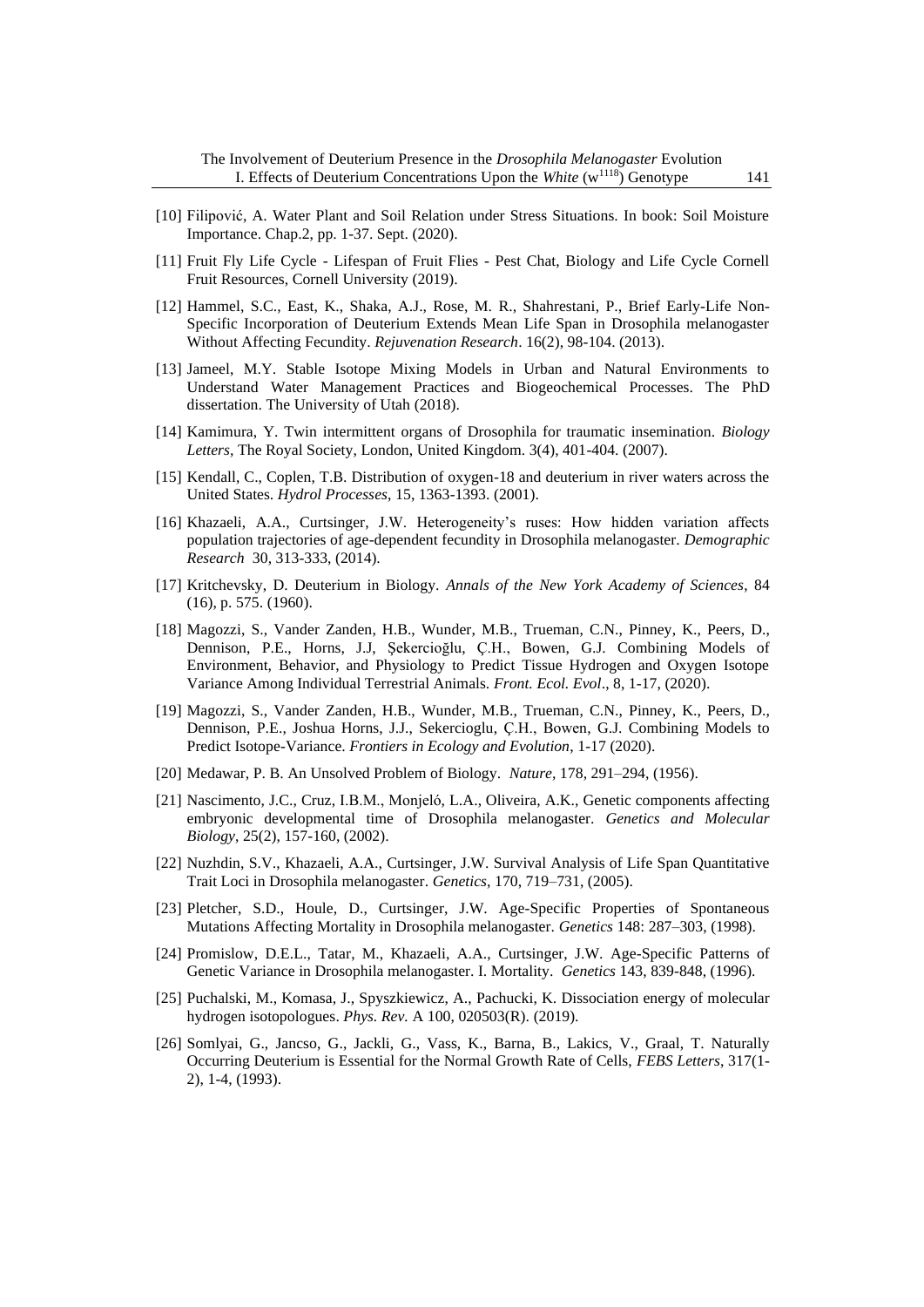[10] Filipović, A. Water Plant and Soil Relation under Stress Situations. In book: Soil Moisture Importance. Chap.2, pp. 1-37. Sept. (2020).

[11] Fruit Fly Life Cycle - Lifespan of Fruit Flies - Pest Chat, Biology and Life Cycle Cornell Fruit Resources, Cornell University (2019).

[12] Hammel, S.C., East, K., Shaka, A.J., Rose, M. R., Shahrestani, P., Brief Early-Life Non-Specific Incorporation of Deuterium Extends Mean Life Span in Drosophila melanogaster Without Affecting Fecundity. *Rejuvenation Research*. 16(2), 98-104. (2013).

[13] Jameel, M.Y. Stable Isotope Mixing Models in Urban and Natural Environments to Understand Water Management Practices and Biogeochemical Processes. The PhD dissertation. The University of Utah (2018).

[14] Kamimura, Y. Twin intermittent organs of Drosophila for traumatic insemination. *Biology Letters*, The Royal Society, London, United Kingdom. 3(4), 401-404. (2007).

[15] Kendall, C., Coplen, T.B. Distribution of oxygen-18 and deuterium in river waters across the United States. *Hydrol Processes*, 15, 1363-1393. (2001).

[16] Khazaeli, A.A., Curtsinger, J.W. Heterogeneity's ruses: How hidden variation affects population trajectories of age-dependent fecundity in Drosophila melanogaster. *Demographic Research* 30, 313-333, (2014).

[17] Kritchevsky, D. Deuterium in Biology. *Annals of the New York Academy of Sciences*, 84 (16), p. 575. (1960).

[18] Magozzi, S., Vander Zanden, H.B., Wunder, M.B., Trueman, C.N., Pinney, K., Peers, D., Dennison, P.E., Horns, J.J, Şekercioğlu, Ç.H., Bowen, G.J. Combining Models of Environment, Behavior, and Physiology to Predict Tissue Hydrogen and Oxygen Isotope Variance Among Individual Terrestrial Animals. *Front. Ecol. Evol*., 8, 1-17, (2020).

[19] Magozzi, S., Vander Zanden, H.B., Wunder, M.B., Trueman, C.N., Pinney, K., Peers, D., Dennison, P.E., Joshua Horns, J.J., Sekercioglu, Ç.H., Bowen, G.J. Combining Models to Predict Isotope-Variance. *Frontiers in Ecology and Evolution*, 1-17 (2020).

[20] Medawar, P. B. An Unsolved Problem of Biology. *Nature*, 178, 291–294, (1956).

[21] Nascimento, J.C., Cruz, I.B.M., Monjeló, L.A., Oliveira, A.K., Genetic components affecting embryonic developmental time of Drosophila melanogaster. *Genetics and Molecular Biology*, 25(2), 157-160, (2002).

[22] Nuzhdin, S.V., Khazaeli, A.A., Curtsinger, J.W. Survival Analysis of Life Span Quantitative Trait Loci in Drosophila melanogaster. *Genetics*, 170, 719–731, (2005).

[23] Pletcher, S.D., Houle, D., Curtsinger, J.W. Age-Specific Properties of Spontaneous Mutations Affecting Mortality in Drosophila melanogaster. *Genetics* 148: 287–303, (1998).

[24] Promislow, D.E.L., Tatar, M., Khazaeli, A.A., Curtsinger, J.W. Age-Specific Patterns of Genetic Variance in Drosophila melanogaster. I. Mortality. *Genetics* 143, 839-848, (1996).

[25] Puchalski, M., Komasa, J., Spyszkiewicz, A., Pachucki, K. Dissociation energy of molecular hydrogen isotopologues. *Phys. Rev.* A 100, 020503(R). (2019).

[26] Somlyai, G., Jancso, G., Jackli, G., Vass, K., Barna, B., Lakics, V., Graal, T. Naturally Occurring Deuterium is Essential for the Normal Growth Rate of Cells, *FEBS Letters*, 317(1-2), 1-4, (1993).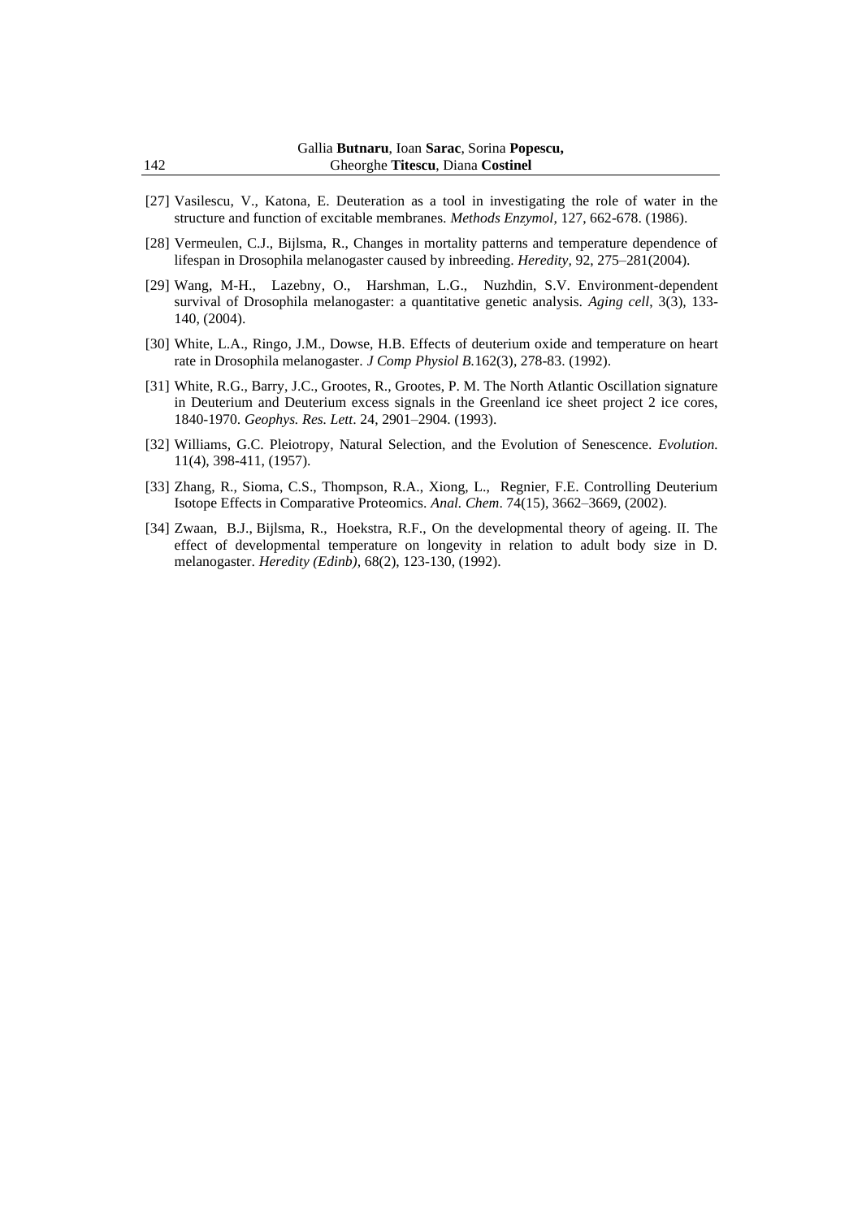[27] Vasilescu, V., Katona, E. Deuteration as a tool in investigating the role of water in the structure and function of excitable membranes. *Methods Enzymol*, 127, 662-678. (1986).

[28] Vermeulen, C.J., Bijlsma, R., Changes in mortality patterns and temperature dependence of lifespan in Drosophila melanogaster caused by inbreeding. *Heredity,* 92, 275–281(2004).

[29] Wang, M-H., Lazebny, O., Harshman, L.G., Nuzhdin, S.V. Environment-dependent survival of Drosophila melanogaster: a quantitative genetic analysis. *Aging cell*, 3(3), 133-140, (2004).

[30] White, L.A., Ringo, J.M., Dowse, H.B. Effects of deuterium oxide and temperature on heart rate in Drosophila melanogaster. *J Comp Physiol B.*162(3), 278-83. (1992).

[31] White, R.G., Barry, J.C., Grootes, R., Grootes, P. M. The North Atlantic Oscillation signature in Deuterium and Deuterium excess signals in the Greenland ice sheet project 2 ice cores, 1840-1970. *Geophys. Res. Lett*. 24, 2901–2904. (1993).

[32] Williams, G.C. Pleiotropy, Natural Selection, and the Evolution of Senescence. *Evolution.* 11(4), 398-411, (1957).

[33] Zhang, R., Sioma, C.S., Thompson, R.A., Xiong, L., Regnier, F.E. Controlling Deuterium Isotope Effects in Comparative Proteomics. *Anal. Chem*. 74(15), 3662–3669, (2002).

[34] Zwaan, B.J., Bijlsma, R., Hoekstra, R.F., On the developmental theory of ageing. II. The effect of developmental temperature on longevity in relation to adult body size in D. melanogaster. *Heredity (Edinb),* 68(2), 123-130, (1992).